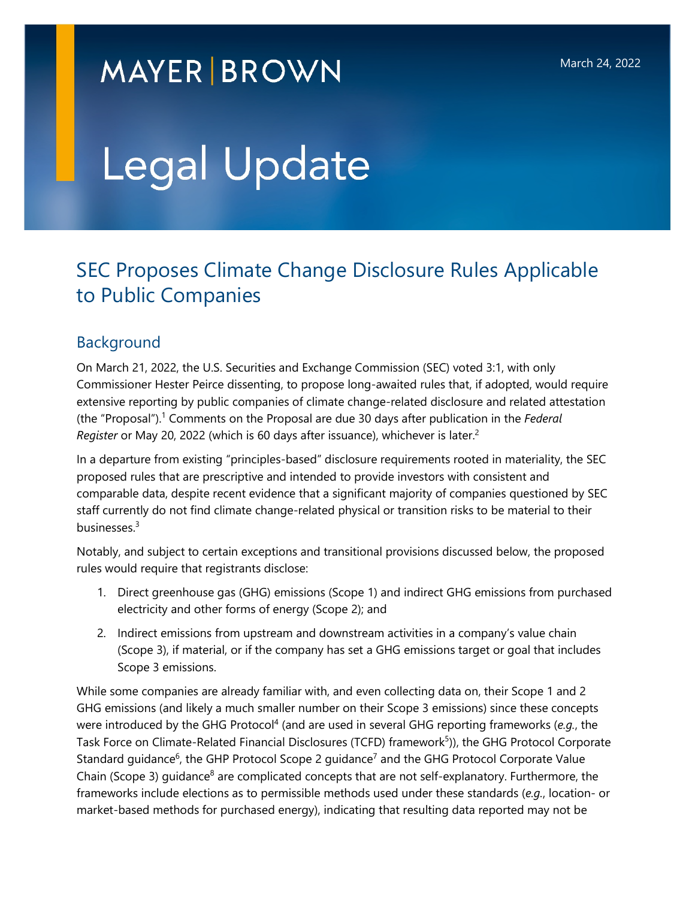MAYER | BROWN

March 24, 2022

# Legal Update

## SEC Proposes Climate Change Disclosure Rules Applicable to Public Companies

### Background

On March 21, 2022, the U.S. Securities and Exchange Commission (SEC) voted 3:1, with only Commissioner Hester Peirce dissenting, to propose long-awaited rules that, if adopted, would require extensive reporting by public companies of climate change-related disclosure and related attestation (the "Proposal").[1] Comments on the Proposal are due 30 days after publication in the *Federal Register* or May 20, 2022 (which is 60 days after issuance), whichever is later.[2]

In a departure from existing "principles-based" disclosure requirements rooted in materiality, the SEC proposed rules that are prescriptive and intended to provide investors with consistent and comparable data, despite recent evidence that a significant majority of companies questioned by SEC staff currently do not find climate change-related physical or transition risks to be material to their businesses.[3]

Notably, and subject to certain exceptions and transitional provisions discussed below, the proposed rules would require that registrants disclose:

1. Direct greenhouse gas (GHG) emissions (Scope 1) and indirect GHG emissions from purchased electricity and other forms of energy (Scope 2); and
2. Indirect emissions from upstream and downstream activities in a company's value chain (Scope 3), if material, or if the company has set a GHG emissions target or goal that includes Scope 3 emissions.

While some companies are already familiar with, and even collecting data on, their Scope 1 and 2 GHG emissions (and likely a much smaller number on their Scope 3 emissions) since these concepts were introduced by the GHG Protocol[4] (and are used in several GHG reporting frameworks (*e.g.*, the Task Force on Climate-Related Financial Disclosures (TCFD) framework[5])), the GHG Protocol Corporate Standard guidance[6], the GHP Protocol Scope 2 guidance[7] and the GHG Protocol Corporate Value Chain (Scope 3) guidance[8] are complicated concepts that are not self-explanatory. Furthermore, the frameworks include elections as to permissible methods used under these standards (*e.g.*, location- or market-based methods for purchased energy), indicating that resulting data reported may not be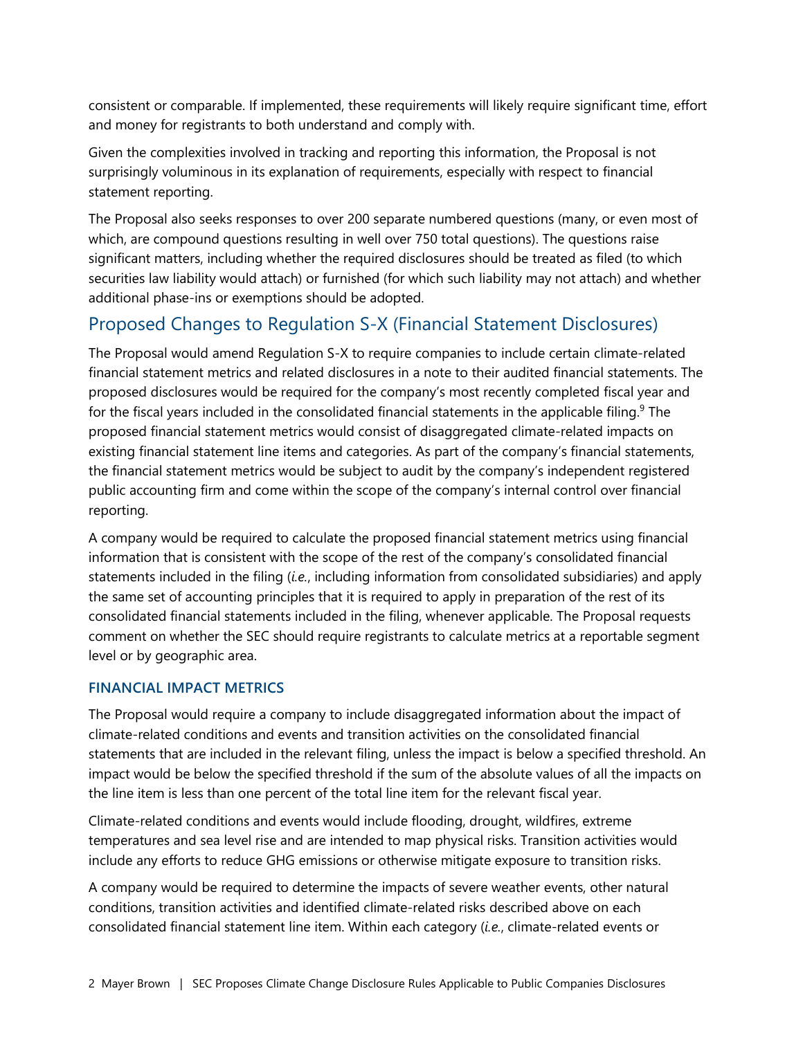consistent or comparable. If implemented, these requirements will likely require significant time, effort and money for registrants to both understand and comply with.

Given the complexities involved in tracking and reporting this information, the Proposal is not surprisingly voluminous in its explanation of requirements, especially with respect to financial statement reporting.

The Proposal also seeks responses to over 200 separate numbered questions (many, or even most of which, are compound questions resulting in well over 750 total questions). The questions raise significant matters, including whether the required disclosures should be treated as filed (to which securities law liability would attach) or furnished (for which such liability may not attach) and whether additional phase-ins or exemptions should be adopted.

## Proposed Changes to Regulation S-X (Financial Statement Disclosures)

The Proposal would amend Regulation S-X to require companies to include certain climate-related financial statement metrics and related disclosures in a note to their audited financial statements. The proposed disclosures would be required for the company's most recently completed fiscal year and for the fiscal years included in the consolidated financial statements in the applicable filing.[9] The proposed financial statement metrics would consist of disaggregated climate-related impacts on existing financial statement line items and categories. As part of the company's financial statements, the financial statement metrics would be subject to audit by the company's independent registered public accounting firm and come within the scope of the company's internal control over financial reporting.

A company would be required to calculate the proposed financial statement metrics using financial information that is consistent with the scope of the rest of the company's consolidated financial statements included in the filing (*i.e.*, including information from consolidated subsidiaries) and apply the same set of accounting principles that it is required to apply in preparation of the rest of its consolidated financial statements included in the filing, whenever applicable. The Proposal requests comment on whether the SEC should require registrants to calculate metrics at a reportable segment level or by geographic area.

### FINANCIAL IMPACT METRICS

The Proposal would require a company to include disaggregated information about the impact of climate-related conditions and events and transition activities on the consolidated financial statements that are included in the relevant filing, unless the impact is below a specified threshold. An impact would be below the specified threshold if the sum of the absolute values of all the impacts on the line item is less than one percent of the total line item for the relevant fiscal year.

Climate-related conditions and events would include flooding, drought, wildfires, extreme temperatures and sea level rise and are intended to map physical risks. Transition activities would include any efforts to reduce GHG emissions or otherwise mitigate exposure to transition risks.

A company would be required to determine the impacts of severe weather events, other natural conditions, transition activities and identified climate-related risks described above on each consolidated financial statement line item. Within each category (*i.e.*, climate-related events or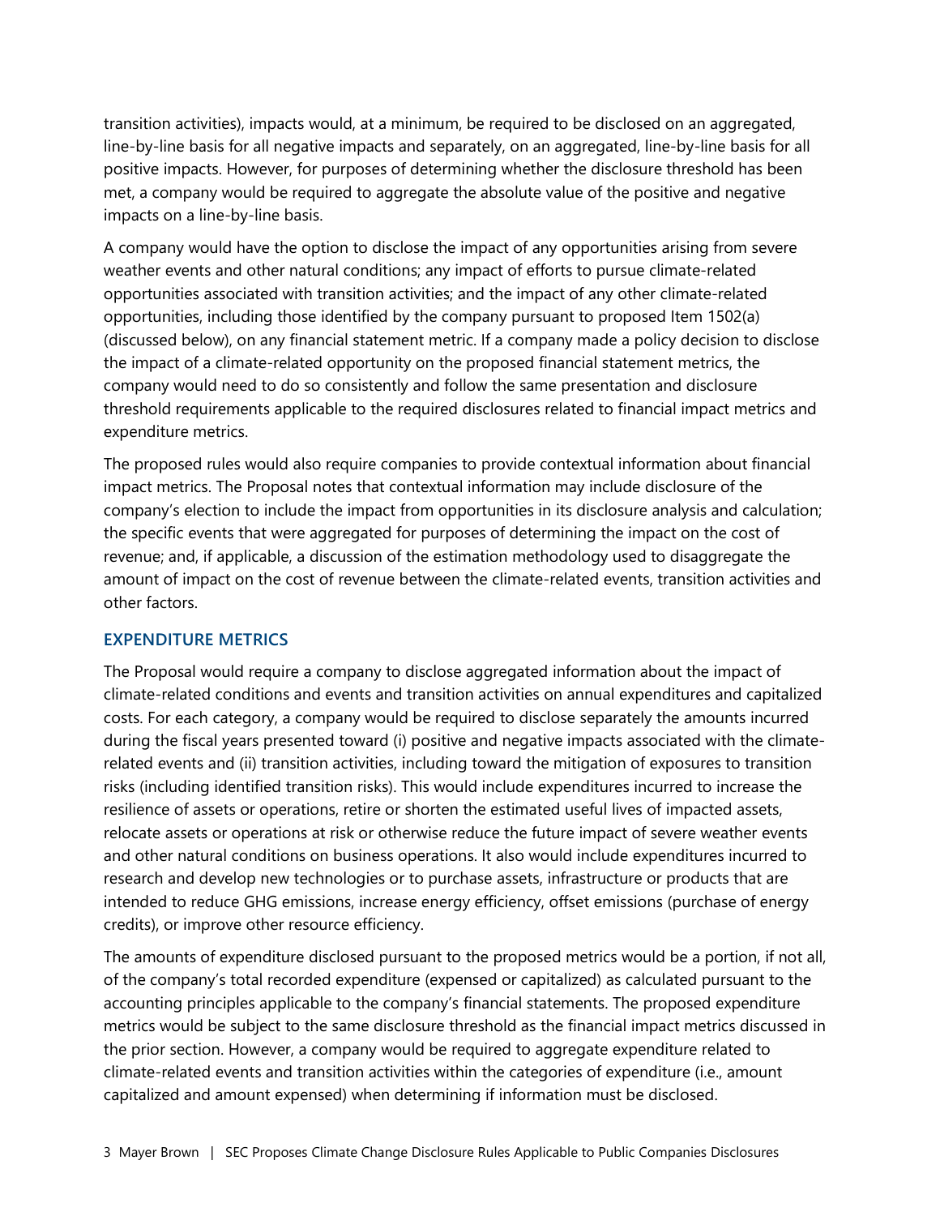transition activities), impacts would, at a minimum, be required to be disclosed on an aggregated, line-by-line basis for all negative impacts and separately, on an aggregated, line-by-line basis for all positive impacts. However, for purposes of determining whether the disclosure threshold has been met, a company would be required to aggregate the absolute value of the positive and negative impacts on a line-by-line basis.

A company would have the option to disclose the impact of any opportunities arising from severe weather events and other natural conditions; any impact of efforts to pursue climate-related opportunities associated with transition activities; and the impact of any other climate-related opportunities, including those identified by the company pursuant to proposed Item 1502(a) (discussed below), on any financial statement metric. If a company made a policy decision to disclose the impact of a climate-related opportunity on the proposed financial statement metrics, the company would need to do so consistently and follow the same presentation and disclosure threshold requirements applicable to the required disclosures related to financial impact metrics and expenditure metrics.

The proposed rules would also require companies to provide contextual information about financial impact metrics. The Proposal notes that contextual information may include disclosure of the company's election to include the impact from opportunities in its disclosure analysis and calculation; the specific events that were aggregated for purposes of determining the impact on the cost of revenue; and, if applicable, a discussion of the estimation methodology used to disaggregate the amount of impact on the cost of revenue between the climate-related events, transition activities and other factors.

## EXPENDITURE METRICS

The Proposal would require a company to disclose aggregated information about the impact of climate-related conditions and events and transition activities on annual expenditures and capitalized costs. For each category, a company would be required to disclose separately the amounts incurred during the fiscal years presented toward (i) positive and negative impacts associated with the climate-related events and (ii) transition activities, including toward the mitigation of exposures to transition risks (including identified transition risks). This would include expenditures incurred to increase the resilience of assets or operations, retire or shorten the estimated useful lives of impacted assets, relocate assets or operations at risk or otherwise reduce the future impact of severe weather events and other natural conditions on business operations. It also would include expenditures incurred to research and develop new technologies or to purchase assets, infrastructure or products that are intended to reduce GHG emissions, increase energy efficiency, offset emissions (purchase of energy credits), or improve other resource efficiency.

The amounts of expenditure disclosed pursuant to the proposed metrics would be a portion, if not all, of the company's total recorded expenditure (expensed or capitalized) as calculated pursuant to the accounting principles applicable to the company's financial statements. The proposed expenditure metrics would be subject to the same disclosure threshold as the financial metrics discussed in the prior section. However, a company would be required to aggregate expenditure related to climate-related events and transition activities within the categories of expenditure (i.e., amount capitalized and amount expensed) when determining if information must be disclosed.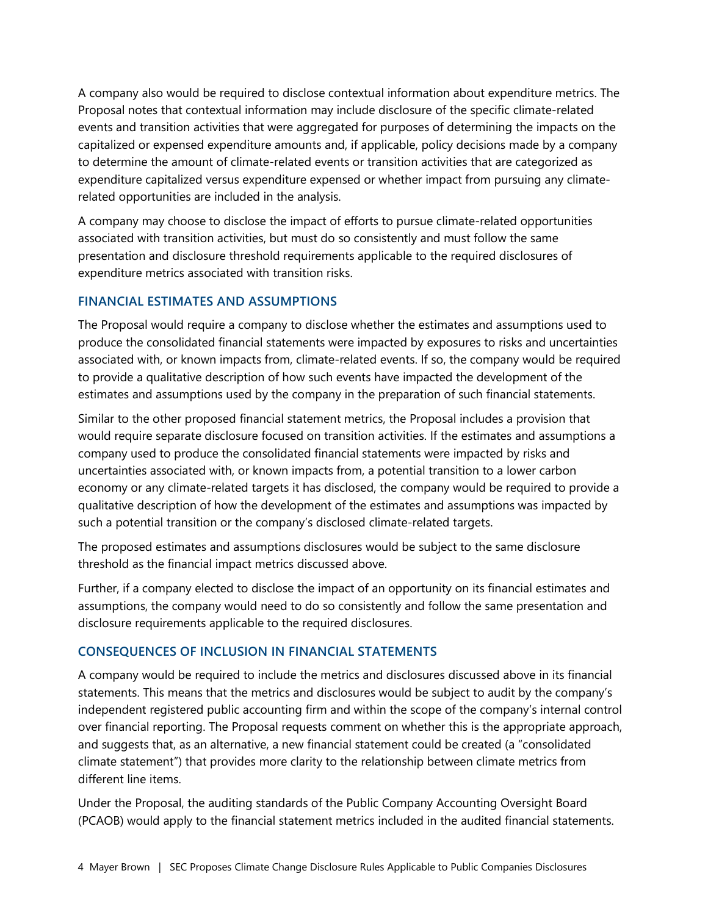A company also would be required to disclose contextual information about expenditure metrics. The Proposal notes that contextual information may include disclosure of the specific climate-related events and transition activities that were aggregated for purposes of determining the impacts on the capitalized or expensed expenditure amounts and, if applicable, policy decisions made by a company to determine the amount of climate-related events or transition activities that are categorized as expenditure capitalized versus expenditure expensed or whether impact from pursuing any climate-related opportunities are included in the analysis.

A company may choose to disclose the impact of efforts to pursue climate-related opportunities associated with transition activities, but must do so consistently and must follow the same presentation and disclosure threshold requirements applicable to the required disclosures of expenditure metrics associated with transition risks.

## FINANCIAL ESTIMATES AND ASSUMPTIONS

The Proposal would require a company to disclose whether the estimates and assumptions used to produce the consolidated financial statements were impacted by exposures to risks and uncertainties associated with, or known impacts from, climate-related events. If so, the company would be required to provide a qualitative description of how such events have impacted the development of the estimates and assumptions used by the company in the preparation of such financial statements.

Similar to the other proposed financial statement metrics, the Proposal includes a provision that would require separate disclosure focused on transition activities. If the estimates and assumptions a company used to produce the consolidated financial statements were impacted by risks and uncertainties associated with, or known impacts from, a potential transition to a lower carbon economy or any climate-related targets it has disclosed, the company would be required to provide a qualitative description of how the development of the estimates and assumptions was impacted by such a potential transition or the company's disclosed climate-related targets.

The proposed estimates and assumptions disclosures would be subject to the same disclosure threshold as the financial impact metrics discussed above.

Further, if a company elected to disclose the impact of an opportunity on its financial estimates and assumptions, the company would need to do so consistently and follow the same presentation and disclosure requirements applicable to the required disclosures.

## CONSEQUENCES OF INCLUSION IN FINANCIAL STATEMENTS

A company would be required to include the metrics and disclosures discussed above in its financial statements. This means that the metrics and disclosures would be subject to audit by the company's independent registered public accounting firm and within the scope of the company's internal control over financial reporting. The Proposal requests comment on whether this is the appropriate approach, and suggests that, as an alternative, a new financial statement could be created (a "consolidated climate statement") that provides more clarity to the relationship between climate metrics from different line items.

Under the Proposal, the auditing standards of the Public Company Accounting Oversight Board (PCAOB) would apply to the financial statement metrics included in the audited financial statements.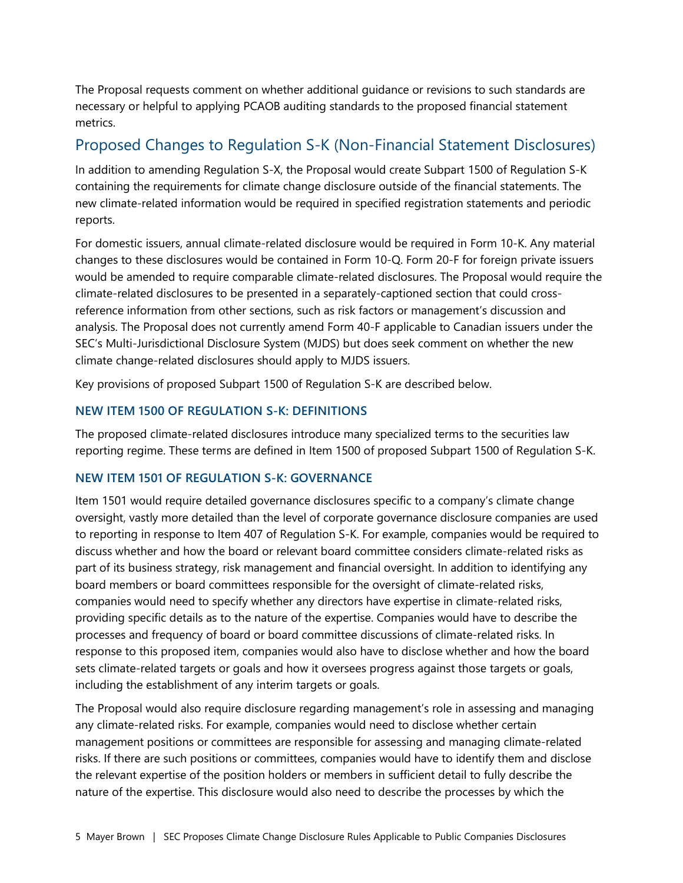The Proposal requests comment on whether additional guidance or revisions to such standards are necessary or helpful to applying PCAOB auditing standards to the proposed financial statement metrics.

## Proposed Changes to Regulation S-K (Non-Financial Statement Disclosures)

In addition to amending Regulation S-X, the Proposal would create Subpart 1500 of Regulation S-K containing the requirements for climate change disclosure outside of the financial statements. The new climate-related information would be required in specified registration statements and periodic reports.

For domestic issuers, annual climate-related disclosure would be required in Form 10-K. Any material changes to these disclosures would be contained in Form 10-Q. Form 20-F for foreign private issuers would be amended to require comparable climate-related disclosures. The Proposal would require the climate-related disclosures to be presented in a separately-captioned section that could cross-reference information from other sections, such as risk factors or management's discussion and analysis. The Proposal does not currently amend Form 40-F applicable to Canadian issuers under the SEC's Multi-Jurisdictional Disclosure System (MJDS) but does seek comment on whether the new climate change-related disclosures should apply to MJDS issuers.

Key provisions of proposed Subpart 1500 of Regulation S-K are described below.

### NEW ITEM 1500 OF REGULATION S-K: DEFINITIONS

The proposed climate-related disclosures introduce many specialized terms to the securities law reporting regime. These terms are defined in Item 1500 of proposed Subpart 1500 of Regulation S-K.

### NEW ITEM 1501 OF REGULATION S-K: GOVERNANCE

Item 1501 would require detailed governance disclosures specific to a company's climate change oversight, vastly more detailed than the level of corporate governance disclosure companies are used to reporting in response to Item 407 of Regulation S-K. For example, companies would be required to discuss whether and how the board or relevant board committee considers climate-related risks as part of its business strategy, risk management and financial oversight. In addition to identifying any board members or board committees responsible for the oversight of climate-related risks, companies would need to specify whether any directors have expertise in climate-related risks, providing specific details as to the nature of the expertise. Companies would have to describe the processes and frequency of board or board committee discussions of climate-related risks. In response to this proposed item, companies would also have to disclose whether and how the board sets climate-related targets or goals and how it oversees progress against those targets or goals, including the establishment of any interim targets or goals.

The Proposal would also require disclosure regarding management's role in assessing and managing any climate-related risks. For example, companies would need to disclose whether certain management positions or committees are responsible for assessing and managing climate-related risks. If there are such positions or committees, companies would have to identify them and disclose the relevant expertise of the position holders or members in sufficient detail to fully describe the nature of the expertise. This disclosure would also need to describe the processes by which the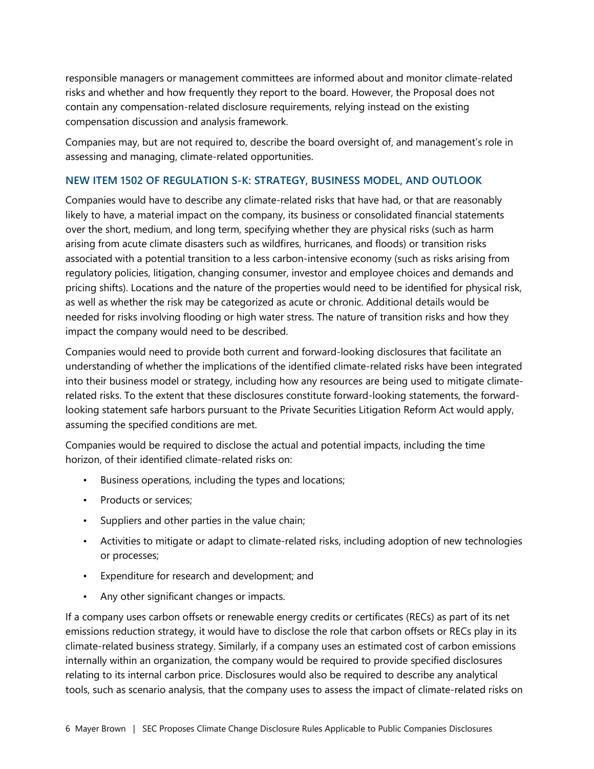responsible managers or management committees are informed about and monitor climate-related risks and whether and how frequently they report to the board. However, the Proposal does not contain any compensation-related disclosure requirements, relying instead on the existing compensation discussion and analysis framework.

Companies may, but are not required to, describe the board oversight of, and management's role in assessing and managing, climate-related opportunities.

### NEW ITEM 1502 OF REGULATION S-K: STRATEGY, BUSINESS MODEL, AND OUTLOOK

Companies would have to describe any climate-related risks that have had, or that are reasonably likely to have, a material impact on the company, its business or consolidated financial statements over the short, medium, and long term, specifying whether they are physical risks (such as harm arising from acute climate disasters such as wildfires, hurricanes, and floods) or transition risks associated with a potential transition to a less carbon-intensive economy (such as risks arising from regulatory policies, litigation, changing consumer, investor and employee choices and demands and pricing shifts). Locations and the nature of the properties would need to be identified for physical risk, as well as whether the risk may be categorized as acute or chronic. Additional details would be needed for risks involving flooding or high water stress. The nature of transition risks and how they impact the company would need to be described.

Companies would need to provide both current and forward-looking disclosures that facilitate an understanding of whether the implications of the identified climate-related risks have been integrated into their business model or strategy, including how any resources are being used to mitigate climate-related risks. To the extent that these disclosures constitute forward-looking statements, the forward-looking statement safe harbors pursuant to the Private Securities Litigation Reform Act would apply, assuming the specified conditions are met.

Companies would be required to disclose the actual and potential impacts, including the time horizon, of their identified climate-related risks on:

- Business operations, including the types and locations;
- Products or services;
- Suppliers and other parties in the value chain;
- Activities to mitigate or adapt to climate-related risks, including adoption of new technologies or processes;
- Expenditure for research and development; and
- Any other significant changes or impacts.

If a company uses carbon offsets or renewable energy credits or certificates (RECs) as part of its net emissions reduction strategy, it would have to disclose the role that carbon offsets or RECs play in its climate-related business strategy. Similarly, if a company uses an estimated cost of carbon emissions internally within an organization, the company would be required to provide specified disclosures relating to its internal carbon price. Disclosures would also be required to describe any analytical tools, such as scenario analysis, that the company uses to assess the impact of climate-related risks on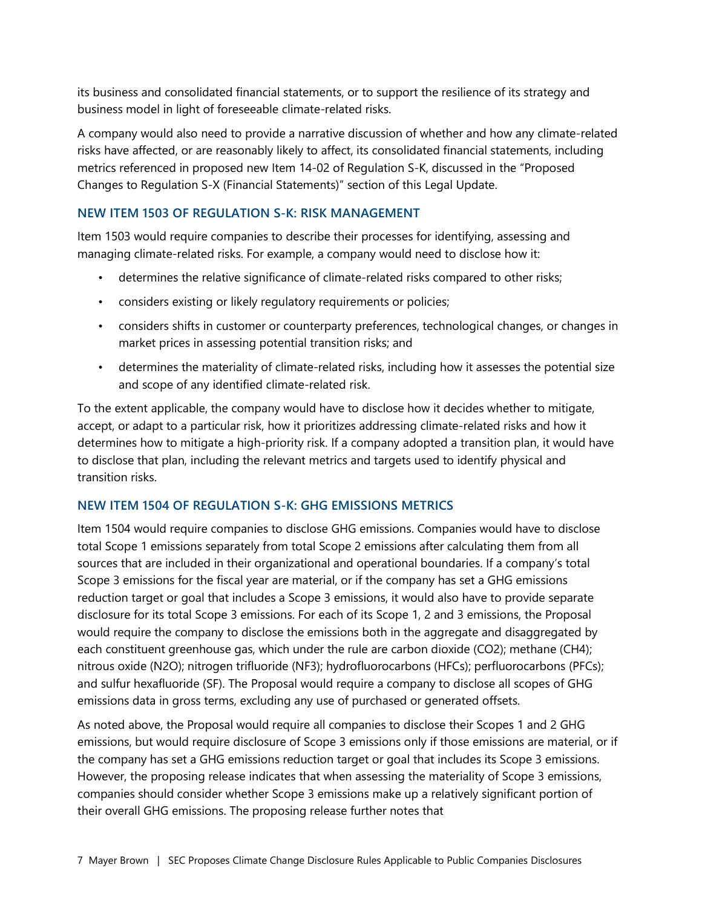its business and consolidated financial statements, or to support the resilience of its strategy and business model in light of foreseeable climate-related risks.

A company would also need to provide a narrative discussion of whether and how any climate-related risks have affected, or are reasonably likely to affect, its consolidated financial statements, including metrics referenced in proposed new Item 14-02 of Regulation S-K, discussed in the "Proposed Changes to Regulation S-X (Financial Statements)" section of this Legal Update.

### NEW ITEM 1503 OF REGULATION S-K: RISK MANAGEMENT

Item 1503 would require companies to describe their processes for identifying, assessing and managing climate-related risks. For example, a company would need to disclose how it:

- determines the relative significance of climate-related risks compared to other risks;
- considers existing or likely regulatory requirements or policies;
- considers shifts in customer or counterparty preferences, technological changes, or changes in market prices in assessing potential transition risks; and
- determines the materiality of climate-related risks, including how it assesses the potential size and scope of any identified climate-related risk.

To the extent applicable, the company would have to disclose how it decides whether to mitigate, accept, or adapt to a particular risk, how it prioritizes addressing climate-related risks and how it determines how to mitigate a high-priority risk. If a company adopted a transition plan, it would have to disclose that plan, including the relevant metrics and targets used to identify physical and transition risks.

### NEW ITEM 1504 OF REGULATION S-K: GHG EMISSIONS METRICS

Item 1504 would require companies to disclose GHG emissions. Companies would have to disclose total Scope 1 emissions separately from total Scope 2 emissions after calculating them from all sources that are included in their organizational and operational boundaries. If a company's total Scope 3 emissions for the fiscal year are material, or if the company has set a GHG emissions reduction target or goal that includes a Scope 3 emissions, it would also have to provide separate disclosure for its total Scope 3 emissions. For each of its Scope 1, 2 and 3 emissions, the Proposal would require the company to disclose the emissions both in the aggregate and disaggregated by each constituent greenhouse gas, which under the rule are carbon dioxide ($CO_2$); methane ($CH_4$); nitrous oxide ($N_2O$); nitrogen trifluoride ($NF_3$); hydrofluorocarbons (HFCs); perfluorocarbons (PFCs); and sulfur hexafluoride (SF). The Proposal would require a company to disclose all scopes of GHG emissions data in gross terms, excluding any use of purchased or generated offsets.

As noted above, the Proposal would require all companies to disclose their Scopes 1 and 2 GHG emissions, but would require disclosure of Scope 3 emissions only if those emissions are material, or if the company has set a GHG emissions reduction target or goal that includes its Scope 3 emissions. However, the proposing release indicates that when assessing the materiality of Scope 3 emissions, companies should consider whether Scope 3 emissions make up a relatively significant portion of their overall GHG emissions. The proposing release further notes that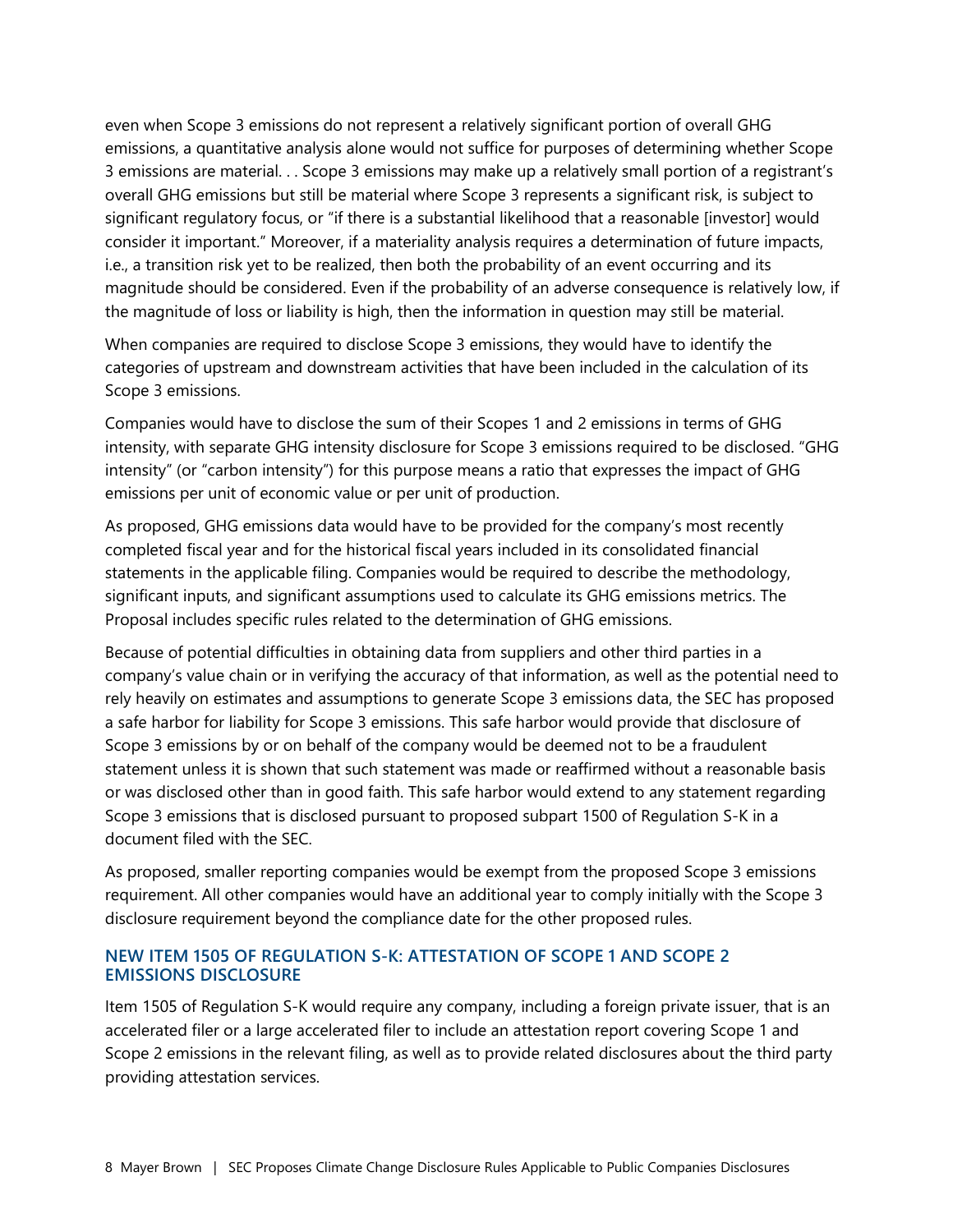even when Scope 3 emissions do not represent a relatively significant portion of overall GHG emissions, a quantitative analysis alone would not suffice for purposes of determining whether Scope 3 emissions are material. . . Scope 3 emissions may make up a relatively small portion of a registrant's overall GHG emissions but still be material where Scope 3 represents a significant risk, is subject to significant regulatory focus, or "if there is a substantial likelihood that a reasonable [investor] would consider it important." Moreover, if a materiality analysis requires a determination of future impacts, i.e., a transition risk yet to be realized, then both the probability of an event occurring and its magnitude should be considered. Even if the probability of an adverse consequence is relatively low, if the magnitude of loss or liability is high, then the information in question may still be material.

When companies are required to disclose Scope 3 emissions, they would have to identify the categories of upstream and downstream activities that have been included in the calculation of its Scope 3 emissions.

Companies would have to disclose the sum of their Scopes 1 and 2 emissions in terms of GHG intensity, with separate GHG intensity disclosure for Scope 3 emissions required to be disclosed. "GHG intensity" (or "carbon intensity") for this purpose means a ratio that expresses the impact of GHG emissions per unit of economic value or per unit of production.

As proposed, GHG emissions data would have to be provided for the company's most recently completed fiscal year and for the historical fiscal years included in its consolidated financial statements in the applicable filing. Companies would be required to describe the methodology, significant inputs, and significant assumptions used to calculate its GHG emissions metrics. The Proposal includes specific rules related to the determination of GHG emissions.

Because of potential difficulties in obtaining data from suppliers and other third parties in a company's value chain or in verifying the accuracy of that information, as well as the potential need to rely heavily on estimates and assumptions to generate Scope 3 emissions data, the SEC has proposed a safe harbor for liability for Scope 3 emissions. This safe harbor would provide that disclosure of Scope 3 emissions by or on behalf of the company would be deemed not to be a fraudulent statement unless it is shown that such statement was made or reaffirmed without a reasonable basis or was disclosed other than in good faith. This safe harbor would extend to any statement regarding Scope 3 emissions that is disclosed pursuant to proposed subpart 1500 of Regulation S-K in a document filed with the SEC.

As proposed, smaller reporting companies would be exempt from the proposed Scope 3 emissions requirement. All other companies would have an additional year to comply initially with the Scope 3 disclosure requirement beyond the compliance date for the other proposed rules.

## NEW ITEM 1505 OF REGULATION S-K: ATTESTATION OF SCOPE 1 AND SCOPE 2 EMISSIONS DISCLOSURE

Item 1505 of Regulation S-K would require any company, including a foreign private issuer, that is an accelerated filer or a large accelerated filer to include an attestation report covering Scope 1 and Scope 2 emissions in the relevant filing, as well as to provide related disclosures about the third party providing attestation services.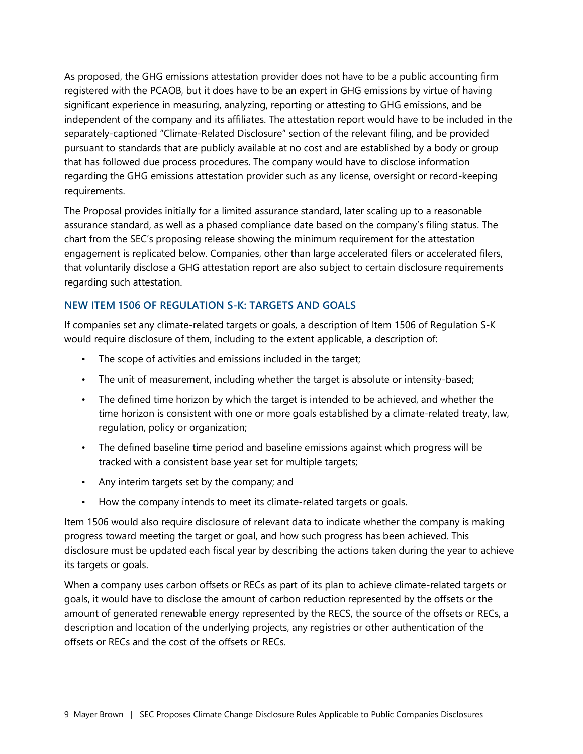As proposed, the GHG emissions attestation provider does not have to be a public accounting firm registered with the PCAOB, but it does have to be an expert in GHG emissions by virtue of having significant experience in measuring, analyzing, reporting or attesting to GHG emissions, and be independent of the company and its affiliates. The attestation report would have to be included in the separately-captioned "Climate-Related Disclosure" section of the relevant filing, and be provided pursuant to standards that are publicly available at no cost and are established by a body or group that has followed due process procedures. The company would have to disclose information regarding the GHG emissions attestation provider such as any license, oversight or record-keeping requirements.

The Proposal provides initially for a limited assurance standard, later scaling up to a reasonable assurance standard, as well as a phased compliance date based on the company's filing status. The chart from the SEC's proposing release showing the minimum requirement for the attestation engagement is replicated below. Companies, other than large accelerated filers or accelerated filers, that voluntarily disclose a GHG attestation report are also subject to certain disclosure requirements regarding such attestation.

### NEW ITEM 1506 OF REGULATION S-K: TARGETS AND GOALS

If companies set any climate-related targets or goals, a description of Item 1506 of Regulation S-K would require disclosure of them, including to the extent applicable, a description of:

- The scope of activities and emissions included in the target;
- The unit of measurement, including whether the target is absolute or intensity-based;
- The defined time horizon by which the target is intended to be achieved, and whether the time horizon is consistent with one or more goals established by a climate-related treaty, law, regulation, policy or organization;
- The defined baseline time period and baseline emissions against which progress will be tracked with a consistent base year set for multiple targets;
- Any interim targets set by the company; and
- How the company intends to meet its climate-related targets or goals.

Item 1506 would also require disclosure of relevant data to indicate whether the company is making progress toward meeting the target or goal, and how such progress has been achieved. This disclosure must be updated each fiscal year by describing the actions taken during the year to achieve its targets or goals.

When a company uses carbon offsets or RECs as part of its plan to achieve climate-related targets or goals, it would have to disclose the amount of carbon reduction represented by the offsets or the amount of generated renewable energy represented by the RECS, the source of the offsets or RECs, a description and location of the underlying projects, any registries or other authentication of the offsets or RECs and the cost of the offsets or RECs.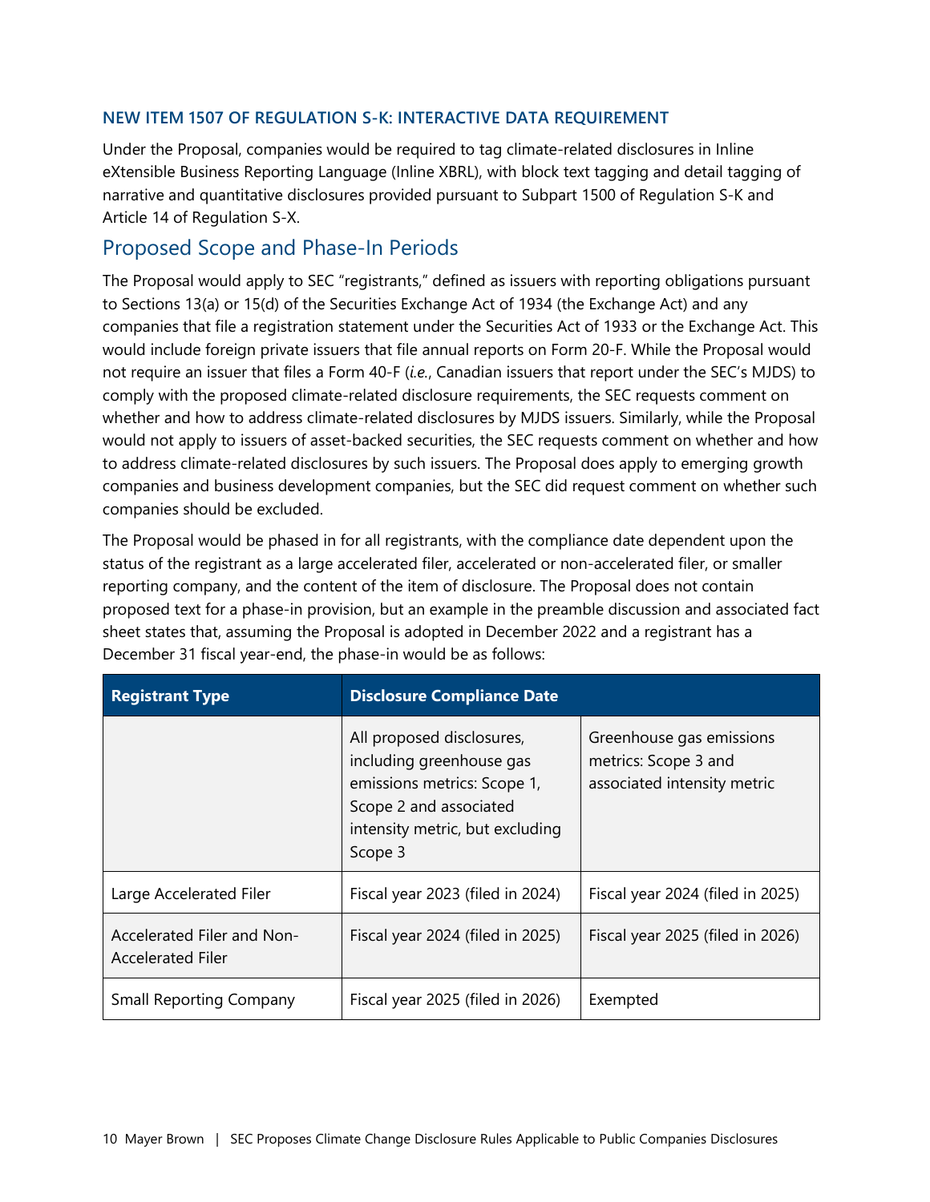### NEW ITEM 1507 OF REGULATION S-K: INTERACTIVE DATA REQUIREMENT

Under the Proposal, companies would be required to tag climate-related disclosures in Inline eXtensible Business Reporting Language (Inline XBRL), with block text tagging and detail tagging of narrative and quantitative disclosures provided pursuant to Subpart 1500 of Regulation S-K and Article 14 of Regulation S-X.

## Proposed Scope and Phase-In Periods

The Proposal would apply to SEC "registrants," defined as issuers with reporting obligations pursuant to Sections 13(a) or 15(d) of the Securities Exchange Act of 1934 (the Exchange Act) and any companies that file a registration statement under the Securities Act of 1933 or the Exchange Act. This would include foreign private issuers that file annual reports on Form 20-F. While the Proposal would not require an issuer that files a Form 40-F (*i.e.*, Canadian issuers that report under the SEC's MJDS) to comply with the proposed climate-related disclosure requirements, the SEC requests comment on whether and how to address climate-related disclosures by MJDS issuers. Similarly, while the Proposal would not apply to issuers of asset-backed securities, the SEC requests comment on whether and how to address climate-related disclosures by such issuers. The Proposal does apply to emerging growth companies and business development companies, but the SEC did request comment on whether such companies should be excluded.

The Proposal would be phased in for all registrants, with the compliance date dependent upon the status of the registrant as a large accelerated filer, accelerated or non-accelerated filer, or smaller reporting company, and the content of the item of disclosure. The Proposal does not contain proposed text for a phase-in provision, but an example in the preamble discussion and associated fact sheet states that, assuming the Proposal is adopted in December 2022 and a registrant has a December 31 fiscal year-end, the phase-in would be as follows:

| Registrant Type | Disclosure Compliance Date | |
|---|---|---|
| | All proposed disclosures, including greenhouse gas emissions metrics: Scope 1, Scope 2 and associated intensity metric, but excluding Scope 3 | Greenhouse gas emissions metrics: Scope 3 and associated intensity metric |
| Large Accelerated Filer | Fiscal year 2023 (filed in 2024) | Fiscal year 2024 (filed in 2025) |
| Accelerated Filer and Non-Accelerated Filer | Fiscal year 2024 (filed in 2025) | Fiscal year 2025 (filed in 2026) |
| Small Reporting Company | Fiscal year 2025 (filed in 2026) | Exempted |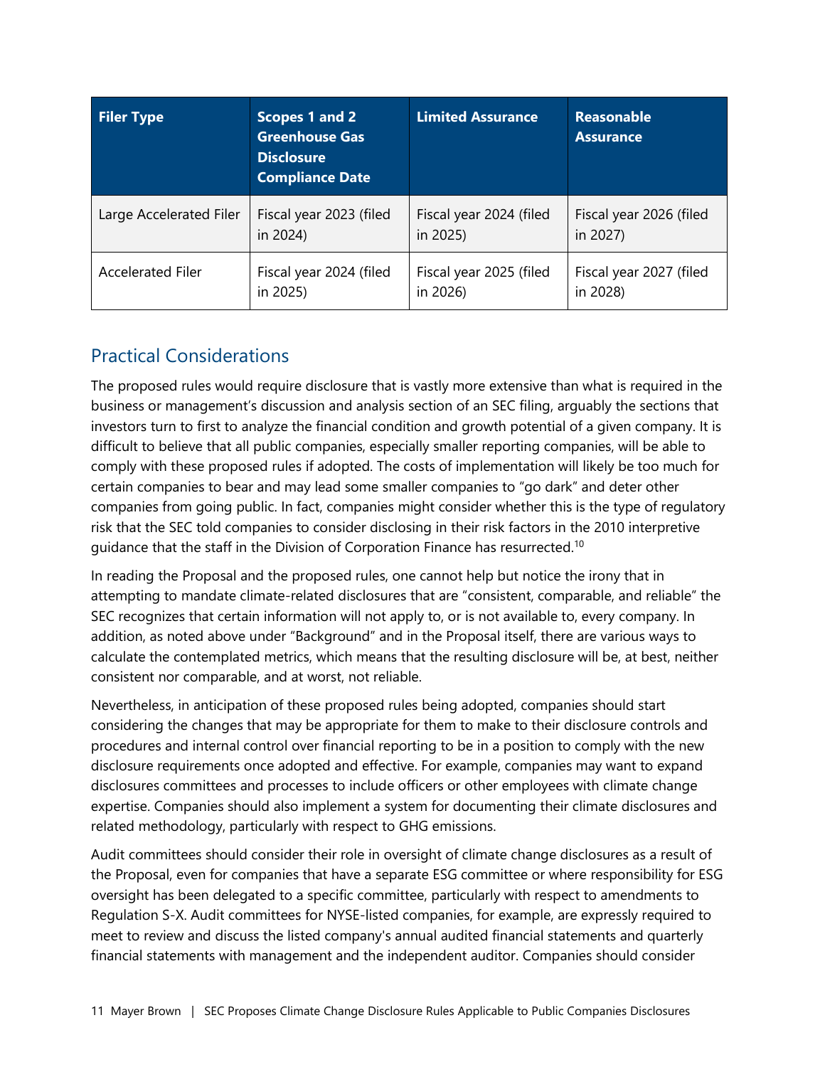| Filer Type | Scopes 1 and 2 Greenhouse Gas Disclosure Compliance Date | Limited Assurance | Reasonable Assurance |
| --- | --- | --- | --- |
| Large Accelerated Filer | Fiscal year 2023 (filed in 2024) | Fiscal year 2024 (filed in 2025) | Fiscal year 2026 (filed in 2027) |
| Accelerated Filer | Fiscal year 2024 (filed in 2025) | Fiscal year 2025 (filed in 2026) | Fiscal year 2027 (filed in 2028) |

## Practical Considerations

The proposed rules would require disclosure that is vastly more extensive than what is required in the business or management's discussion and analysis section of an SEC filing, arguably the sections that investors turn to first to analyze the financial condition and growth potential of a given company. It is difficult to believe that all public companies, especially smaller reporting companies, will be able to comply with these proposed rules if adopted. The costs of implementation will likely be too much for certain companies to bear and may lead some smaller companies to "go dark" and deter other companies from going public. In fact, companies might consider whether this is the type of regulatory risk that the SEC told companies to consider disclosing in their risk factors in the 2010 interpretive guidance that the staff in the Division of Corporation Finance has resurrected.[10]

In reading the Proposal and the proposed rules, one cannot help but notice the irony that in attempting to mandate climate-related disclosures that are "consistent, comparable, and reliable" the SEC recognizes that certain information will not apply to, or is not available to, every company. In addition, as noted above under "Background" and in the Proposal itself, there are various ways to calculate the contemplated metrics, which means that the resulting disclosure will be, at best, neither consistent nor comparable, and at worst, not reliable.

Nevertheless, in anticipation of these proposed rules being adopted, companies should start considering the changes that may be appropriate for them to make to their disclosure controls and procedures and internal control over financial reporting to be in a position to comply with the new disclosure requirements once adopted and effective. For example, companies may want to expand disclosures committees and processes to include officers or other employees with climate change expertise. Companies should also implement a system for documenting their climate disclosures and related methodology, particularly with respect to GHG emissions.

Audit committees should consider their role in oversight of climate change disclosures as a result of the Proposal, even for companies that have a separate ESG committee or where responsibility for ESG oversight has been delegated to a specific committee, particularly with respect to amendments to Regulation S-X. Audit committees for NYSE-listed companies, for example, are expressly required to meet to review and discuss the listed company's annual audited financial statements and quarterly financial statements with management and the independent auditor. Companies should consider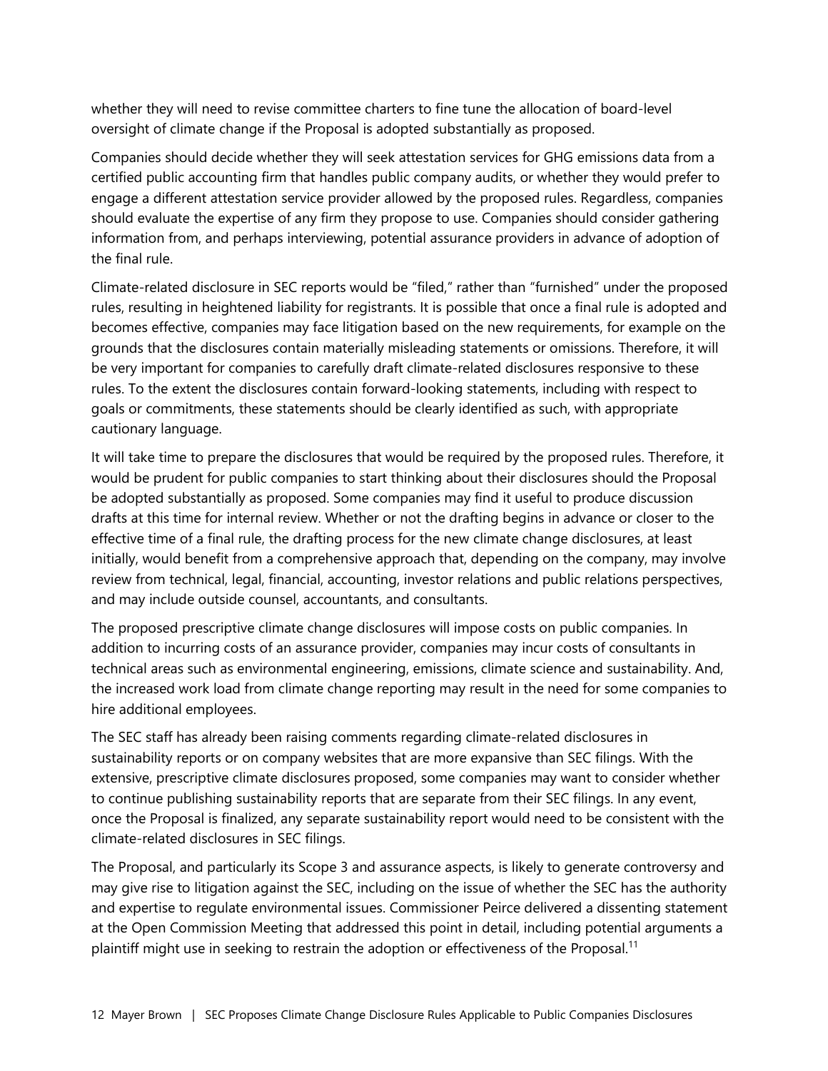whether they will need to revise committee charters to fine tune the allocation of board-level oversight of climate change if the Proposal is adopted substantially as proposed.

Companies should decide whether they will seek attestation services for GHG emissions data from a certified public accounting firm that handles public company audits, or whether they would prefer to engage a different attestation service provider allowed by the proposed rules. Regardless, companies should evaluate the expertise of any firm they propose to use. Companies should consider gathering information from, and perhaps interviewing, potential assurance providers in advance of adoption of the final rule.

Climate-related disclosure in SEC reports would be "filed," rather than "furnished" under the proposed rules, resulting in heightened liability for registrants. It is possible that once a final rule is adopted and becomes effective, companies may face litigation based on the new requirements, for example on the grounds that the disclosures contain materially misleading statements or omissions. Therefore, it will be very important for companies to carefully draft climate-related disclosures responsive to these rules. To the extent the disclosures contain forward-looking statements, including with respect to goals or commitments, these statements should be clearly identified as such, with appropriate cautionary language.

It will take time to prepare the disclosures that would be required by the proposed rules. Therefore, it would be prudent for public companies to start thinking about their disclosures should the Proposal be adopted substantially as proposed. Some companies may find it useful to produce discussion drafts at this time for internal review. Whether or not the drafting begins in advance or closer to the effective time of a final rule, the drafting process for the new climate change disclosures, at least initially, would benefit from a comprehensive approach that, depending on the company, may involve review from technical, legal, financial, accounting, investor relations and public relations perspectives, and may include outside counsel, accountants, and consultants.

The proposed prescriptive climate change disclosures will impose costs on public companies. In addition to incurring costs of an assurance provider, companies may incur costs of consultants in technical areas such as environmental engineering, emissions, climate science and sustainability. And, the increased work load from climate change reporting may result in the need for some companies to hire additional employees.

The SEC staff has already been raising comments regarding climate-related disclosures in sustainability reports or on company websites that are more expansive than SEC filings. With the extensive, prescriptive climate disclosures proposed, some companies may want to consider whether to continue publishing sustainability reports that are separate from their SEC filings. In any event, once the Proposal is finalized, any separate sustainability report would need to be consistent with the climate-related disclosures in SEC filings.

The Proposal, and particularly its Scope 3 and assurance aspects, is likely to generate controversy and may give rise to litigation against the SEC, including on the issue of whether the SEC has the authority and expertise to regulate environmental issues. Commissioner Peirce delivered a dissenting statement at the Open Commission Meeting that addressed this point in detail, including potential arguments a plaintiff might use in seeking to restrain the adoption or effectiveness of the Proposal.[11]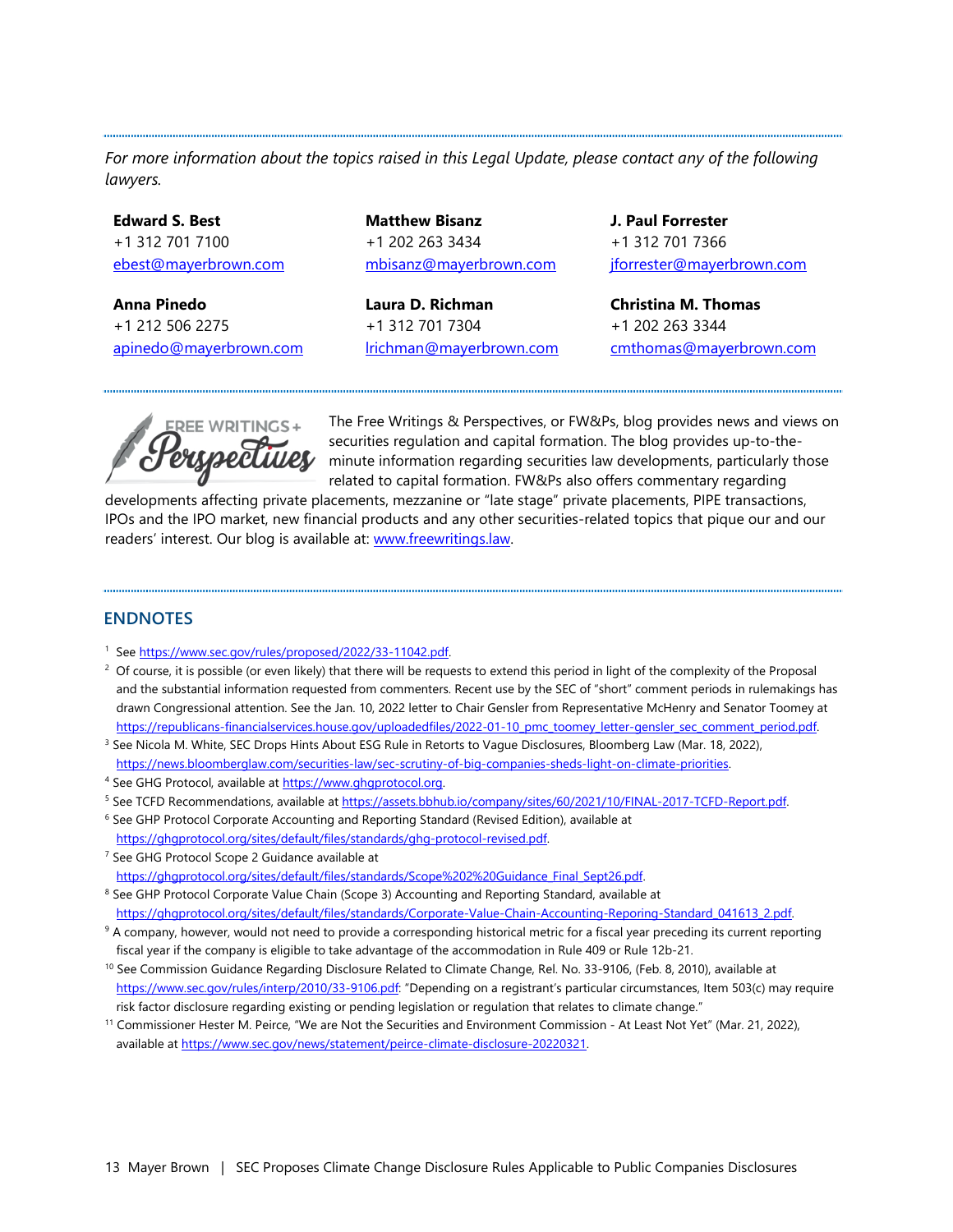*For more information about the topics raised in this Legal Update, please contact any of the following lawyers.*

**Edward S. Best**
+1 312 701 7100
ebest@mayerbrown.com

**Matthew Bisanz**
+1 202 263 3434
mbisanz@mayerbrown.com

**J. Paul Forrester**
+1 312 701 7366
jforrester@mayerbrown.com

**Anna Pinedo**
+1 212 506 2275
apinedo@mayerbrown.com

**Laura D. Richman**
+1 312 701 7304
lrichman@mayerbrown.com

**Christina M. Thomas**
+1 202 263 3344
cmthomas@mayerbrown.com

FREE WRITINGS + Perspectives

The Free Writings & Perspectives, or FW&Ps, blog provides news and views on securities regulation and capital formation. The blog provides up-to-the-minute information regarding securities law developments, particularly those related to capital formation. FW&Ps also offers commentary regarding developments affecting private placements, mezzanine or "late stage" private placements, PIPE transactions, IPOs and the IPO market, new financial products and any other securities-related topics that pique our and our readers' interest. Our blog is available at: www.freewritings.law.

## ENDNOTES

[1] See https://www.sec.gov/rules/proposed/2022/33-11042.pdf.

[2] Of course, it is possible (or even likely) that there will be requests to extend this period in light of the complexity of the Proposal and the substantial information requested from commenters. Recent use by the SEC of "short" comment periods in rulemakings has drawn Congressional attention. See the Jan. 10, 2022 letter to Chair Gensler from Representative McHenry and Senator Toomey at https://republicans-financialservices.house.gov/uploadedfiles/2022-01-10_pmc_toomey_letter-gensler_sec_comment_period.pdf.

[3] See Nicola M. White, SEC Drops Hints About ESG Rule in Retorts to Vague Disclosures, Bloomberg Law (Mar. 18, 2022), https://news.bloomberglaw.com/securities-law/sec-scrutiny-of-big-companies-sheds-light-on-climate-priorities.

[4] See GHG Protocol, available at https://www.ghgprotocol.org.

[5] See TCFD Recommendations, available at https://assets.bbhub.io/company/sites/60/2021/10/FINAL-2017-TCFD-Report.pdf.

[6] See GHP Protocol Corporate Accounting and Reporting Standard (Revised Edition), available at https://ghgprotocol.org/sites/default/files/standards/ghg-protocol-revised.pdf.

[7] See GHG Protocol Scope 2 Guidance available at https://ghgprotocol.org/sites/default/files/standards/Scope%202%20Guidance_Final_Sept26.pdf.

[8] See GHP Protocol Corporate Value Chain (Scope 3) Accounting and Reporting Standard, available at https://ghgprotocol.org/sites/default/files/standards/Corporate-Value-Chain-Accounting-Reporing-Standard_041613_2.pdf.

[9] A company, however, would not need to provide a corresponding historical metric for a fiscal year preceding its current reporting fiscal year if the company is eligible to take advantage of the accommodation in Rule 409 or Rule 12b-21.

[10] See Commission Guidance Regarding Disclosure Related to Climate Change, Rel. No. 33-9106, (Feb. 8, 2010), available at https://www.sec.gov/rules/interp/2010/33-9106.pdf: "Depending on a registrant's particular circumstances, Item 503(c) may require risk factor disclosure regarding existing or pending legislation or regulation that relates to climate change."

[11] Commissioner Hester M. Peirce, "We are Not the Securities and Environment Commission - At Least Not Yet" (Mar. 21, 2022), available at https://www.sec.gov/news/statement/peirce-climate-disclosure-20220321.